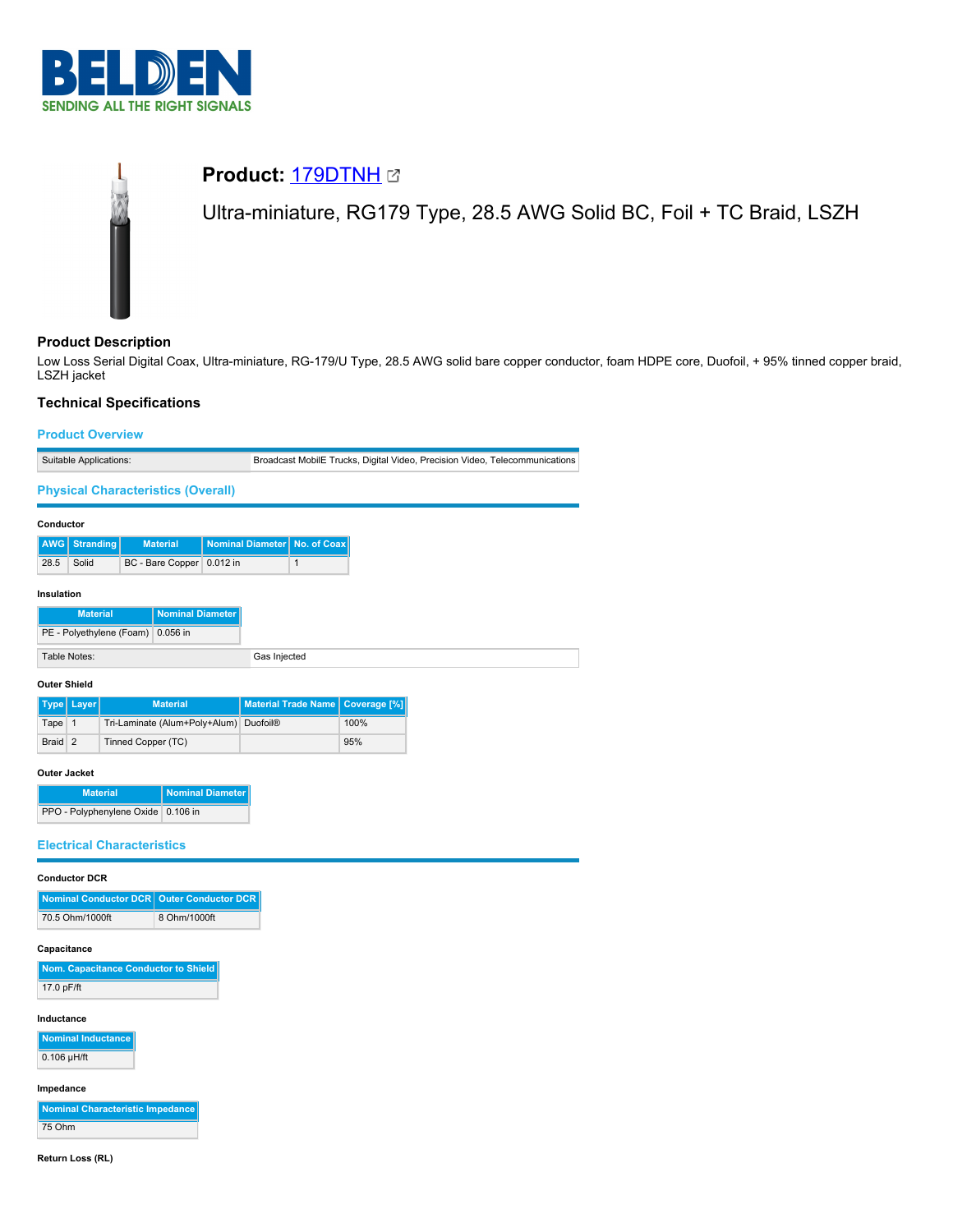# Product: 179DTNH

Ultra-miniature, RG179 Type, 28.5 AWG Solid BC, Foil + TC Braid, LSZH

## Product Description

Low Loss Serial Digital Coax, Ultra-miniature, RG-179/U Type, 28.5 AWG solid bare copper conductor, foam HDPE core, Duofoil, + 95% tinned copper braid, LSZH jacket

## Technical Specifications

### Product Overview

| Suitable Applications: | Broadcast MobilE Trucks, Digital Video, Precision Video, Telecommunications |
|---|---|

### Physical Characteristics (Overall)

#### Conductor

| AWG | Stranding | Material | Nominal Diameter | No. of Coax |
|---|---|---|---|---|
| 28.5 | Solid | BC - Bare Copper | 0.012 in | 1 |

#### Insulation

| Material | Nominal Diameter |
|---|---|
| PE - Polyethylene (Foam) | 0.056 in |

| Table Notes: | Gas Injected |
|---|---|

#### Outer Shield

| Type | Layer | Material | Material Trade Name | Coverage [%] |
|---|---|---|---|---|
| Tape | 1 | Tri-Laminate (Alum+Poly+Alum) | Duofoil® | 100% |
| Braid | 2 | Tinned Copper (TC) | | 95% |

#### Outer Jacket

| Material | Nominal Diameter |
|---|---|
| PPO - Polyphenylene Oxide | 0.106 in |

### Electrical Characteristics

#### Conductor DCR

| Nominal Conductor DCR | Outer Conductor DCR |
|---|---|
| 70.5 Ohm/1000ft | 8 Ohm/1000ft |

#### Capacitance

| Nom. Capacitance Conductor to Shield |
|---|
| 17.0 pF/ft |

#### Inductance

| Nominal Inductance |
|---|
| 0.106 µH/ft |

#### Impedance

| Nominal Characteristic Impedance |
|---|
| 75 Ohm |

#### Return Loss (RL)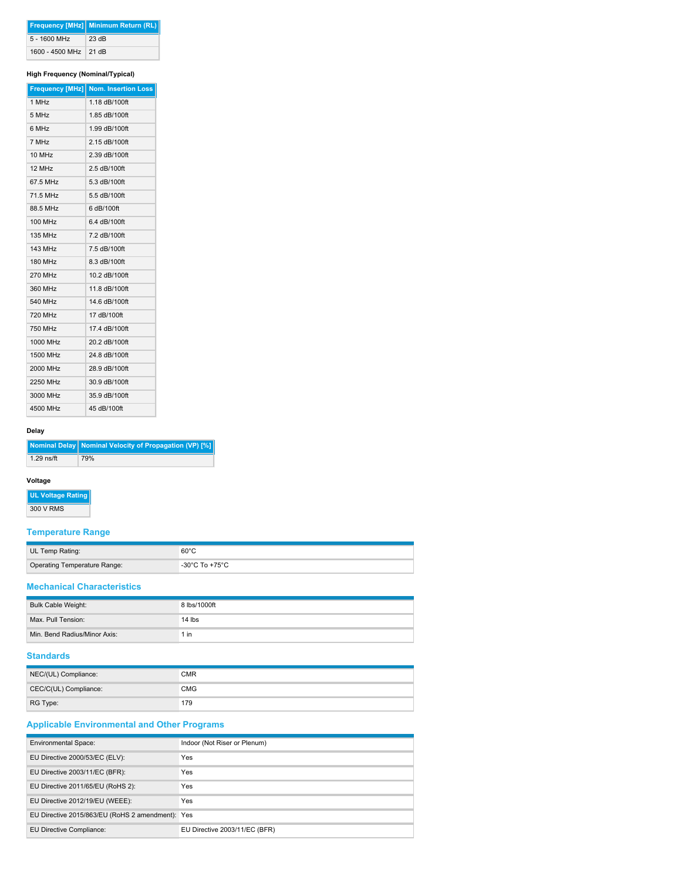| Frequency [MHz] | Minimum Return (RL) |
|---|---|
| 5 - 1600 MHz | 23 dB |
| 1600 - 4500 MHz | 21 dB |

**High Frequency (Nominal/Typical)**

| Frequency [MHz] | Nom. Insertion Loss |
|---|---|
| 1 MHz | 1.18 dB/100ft |
| 5 MHz | 1.85 dB/100ft |
| 6 MHz | 1.99 dB/100ft |
| 7 MHz | 2.15 dB/100ft |
| 10 MHz | 2.39 dB/100ft |
| 12 MHz | 2.5 dB/100ft |
| 67.5 MHz | 5.3 dB/100ft |
| 71.5 MHz | 5.5 dB/100ft |
| 88.5 MHz | 6 dB/100ft |
| 100 MHz | 6.4 dB/100ft |
| 135 MHz | 7.2 dB/100ft |
| 143 MHz | 7.5 dB/100ft |
| 180 MHz | 8.3 dB/100ft |
| 270 MHz | 10.2 dB/100ft |
| 360 MHz | 11.8 dB/100ft |
| 540 MHz | 14.6 dB/100ft |
| 720 MHz | 17 dB/100ft |
| 750 MHz | 17.4 dB/100ft |
| 1000 MHz | 20.2 dB/100ft |
| 1500 MHz | 24.8 dB/100ft |
| 2000 MHz | 28.9 dB/100ft |
| 2250 MHz | 30.9 dB/100ft |
| 3000 MHz | 35.9 dB/100ft |
| 4500 MHz | 45 dB/100ft |

**Delay**

| Nominal Delay | Nominal Velocity of Propagation (VP) [%] |
|---|---|
| 1.29 ns/ft | 79% |

**Voltage**

| UL Voltage Rating |
|---|
| 300 V RMS |

## Temperature Range

| | |
|---|---|
| UL Temp Rating: | 60°C |
| Operating Temperature Range: | -30°C To +75°C |

## Mechanical Characteristics

| | |
|---|---|
| Bulk Cable Weight: | 8 lbs/1000ft |
| Max. Pull Tension: | 14 lbs |
| Min. Bend Radius/Minor Axis: | 1 in |

## Standards

| | |
|---|---|
| NEC/(UL) Compliance: | CMR |
| CEC/C(UL) Compliance: | CMG |
| RG Type: | 179 |

## Applicable Environmental and Other Programs

| | |
|---|---|
| Environmental Space: | Indoor (Not Riser or Plenum) |
| EU Directive 2000/53/EC (ELV): | Yes |
| EU Directive 2003/11/EC (BFR): | Yes |
| EU Directive 2011/65/EU (RoHS 2): | Yes |
| EU Directive 2012/19/EU (WEEE): | Yes |
| EU Directive 2015/863/EU (RoHS 2 amendment): | Yes |
| EU Directive Compliance: | EU Directive 2003/11/EC (BFR) |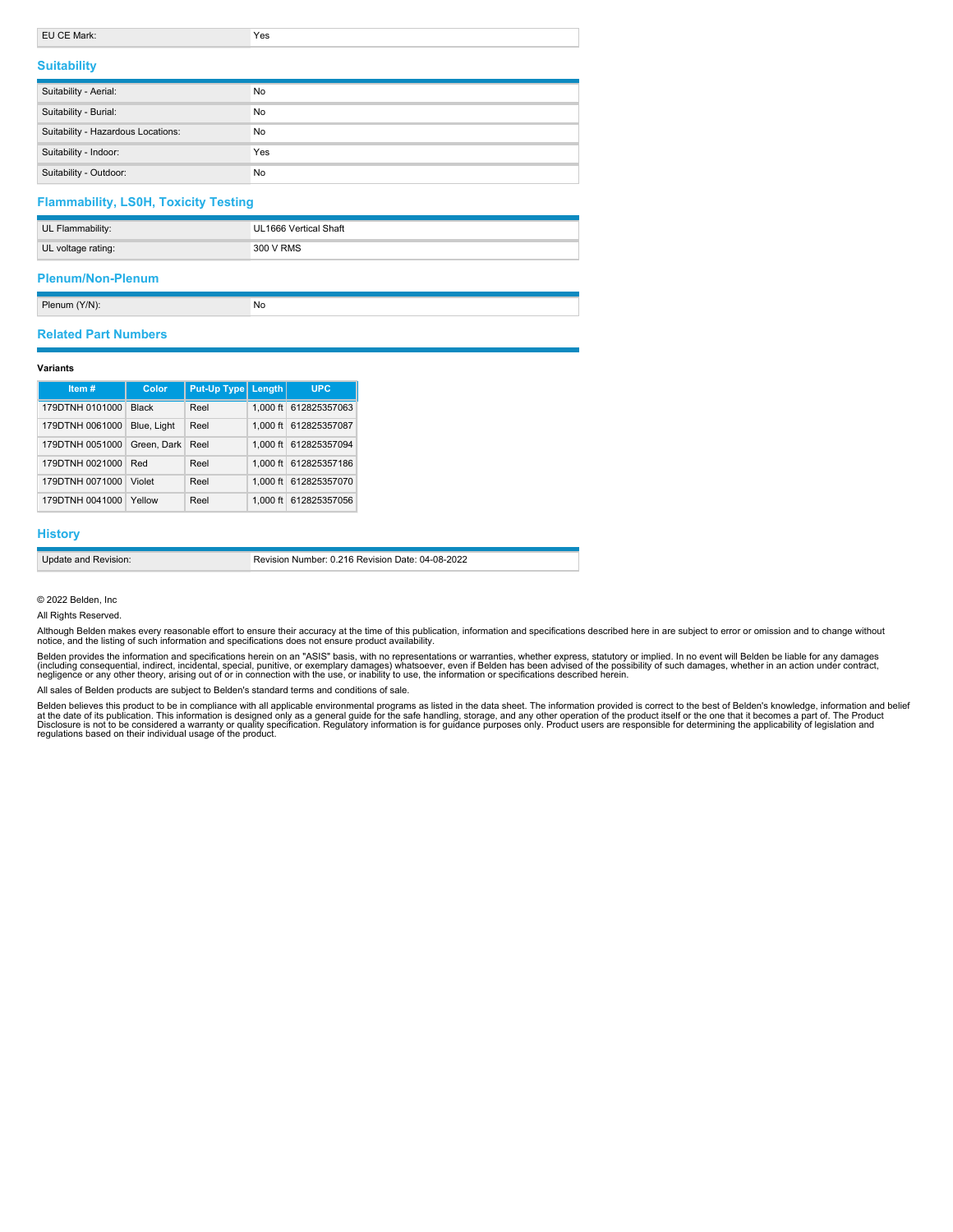| | |
|---|---|
| EU CE Mark: | Yes |

## Suitability

| | |
|---|---|
| Suitability - Aerial: | No |
| Suitability - Burial: | No |
| Suitability - Hazardous Locations: | No |
| Suitability - Indoor: | Yes |
| Suitability - Outdoor: | No |

## Flammability, LS0H, Toxicity Testing

| | |
|---|---|
| UL Flammability: | UL1666 Vertical Shaft |
| UL voltage rating: | 300 V RMS |

## Plenum/Non-Plenum

| | |
|---|---|
| Plenum (Y/N): | No |

## Related Part Numbers

**Variants**

| Item # | Color | Put-Up Type | Length | UPC |
|---|---|---|---|---|
| 179DTNH 0101000 | Black | Reel | 1,000 ft | 612825357063 |
| 179DTNH 0061000 | Blue, Light | Reel | 1,000 ft | 612825357087 |
| 179DTNH 0051000 | Green, Dark | Reel | 1,000 ft | 612825357094 |
| 179DTNH 0021000 | Red | Reel | 1,000 ft | 612825357186 |
| 179DTNH 0071000 | Violet | Reel | 1,000 ft | 612825357070 |
| 179DTNH 0041000 | Yellow | Reel | 1,000 ft | 612825357056 |

## History

| | |
|---|---|
| Update and Revision: | Revision Number: 0.216 Revision Date: 04-08-2022 |

© 2022 Belden, Inc

All Rights Reserved.

Although Belden makes every reasonable effort to ensure their accuracy at the time of this publication, information and specifications described here in are subject to error or omission and to change without notice, and the listing of such information and specifications does not ensure product availability.

Belden provides the information and specifications herein on an "ASIS" basis, with no representations or warranties, whether express, statutory or implied. In no event will Belden be liable for any damages (including consequential, indirect, incidental, special, punitive, or exemplary damages) whatsoever, even if Belden has been advised of the possibility of such damages, whether in an action under contract, negligence or any other theory, arising out of or in connection with the use, or inability to use, the information or specifications described herein.

All sales of Belden products are subject to Belden's standard terms and conditions of sale.

Belden believes this product to be in compliance with all applicable environmental programs as listed in the data sheet. The information provided is correct to the best of Belden's knowledge, information and belief at the date of its publication. This information is designed only as a general guide for the safe handling, storage, and any other operation of the product itself or the one that it becomes a part of. The Product Disclosure is not to be considered a warranty or quality specification. Regulatory information is for guidance purposes only. Product users are responsible for determining the applicability of legislation and regulations based on their individual usage of the product.